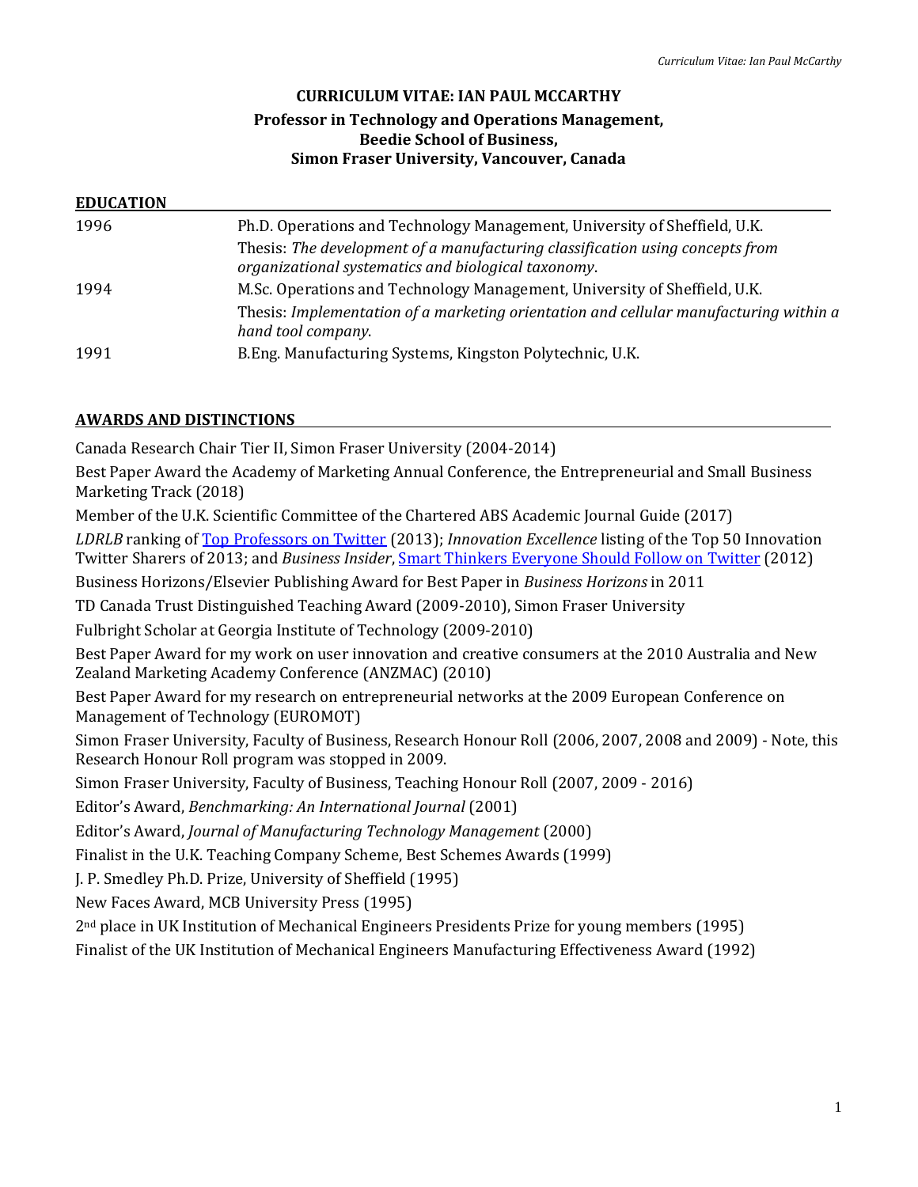# CURRICULUM VITAE: IAN PAUL MCCARTHY

**Professor in Technology and Operations Management,**
**Beedie School of Business,**
**Simon Fraser University, Vancouver, Canada**

## EDUCATION

| | |
|---|---|
| 1996 | Ph.D. Operations and Technology Management, University of Sheffield, U.K.<br>Thesis: *The development of a manufacturing classification using concepts from organizational systematics and biological taxonomy*. |
| 1994 | M.Sc. Operations and Technology Management, University of Sheffield, U.K.<br>Thesis: *Implementation of a marketing orientation and cellular manufacturing within a hand tool company*. |
| 1991 | B.Eng. Manufacturing Systems, Kingston Polytechnic, U.K. |

## AWARDS AND DISTINCTIONS

Canada Research Chair Tier II, Simon Fraser University (2004-2014)

Best Paper Award the Academy of Marketing Annual Conference, the Entrepreneurial and Small Business Marketing Track (2018)

Member of the U.K. Scientific Committee of the Chartered ABS Academic Journal Guide (2017)

*LDRLB* ranking of Top Professors on Twitter (2013); *Innovation Excellence* listing of the Top 50 Innovation Twitter Sharers of 2013; and *Business Insider*, Smart Thinkers Everyone Should Follow on Twitter (2012)

Business Horizons/Elsevier Publishing Award for Best Paper in *Business Horizons* in 2011

TD Canada Trust Distinguished Teaching Award (2009-2010), Simon Fraser University

Fulbright Scholar at Georgia Institute of Technology (2009-2010)

Best Paper Award for my work on user innovation and creative consumers at the 2010 Australia and New Zealand Marketing Academy Conference (ANZMAC) (2010)

Best Paper Award for my research on entrepreneurial networks at the 2009 European Conference on Management of Technology (EUROMOT)

Simon Fraser University, Faculty of Business, Research Honour Roll (2006, 2007, 2008 and 2009) - Note, this Research Honour Roll program was stopped in 2009.

Simon Fraser University, Faculty of Business, Teaching Honour Roll (2007, 2009 - 2016)

Editor's Award, *Benchmarking: An International Journal* (2001)

Editor's Award, *Journal of Manufacturing Technology Management* (2000)

Finalist in the U.K. Teaching Company Scheme, Best Schemes Awards (1999)

J. P. Smedley Ph.D. Prize, University of Sheffield (1995)

New Faces Award, MCB University Press (1995)

2nd place in UK Institution of Mechanical Engineers Presidents Prize for young members (1995)

Finalist of the UK Institution of Mechanical Engineers Manufacturing Effectiveness Award (1992)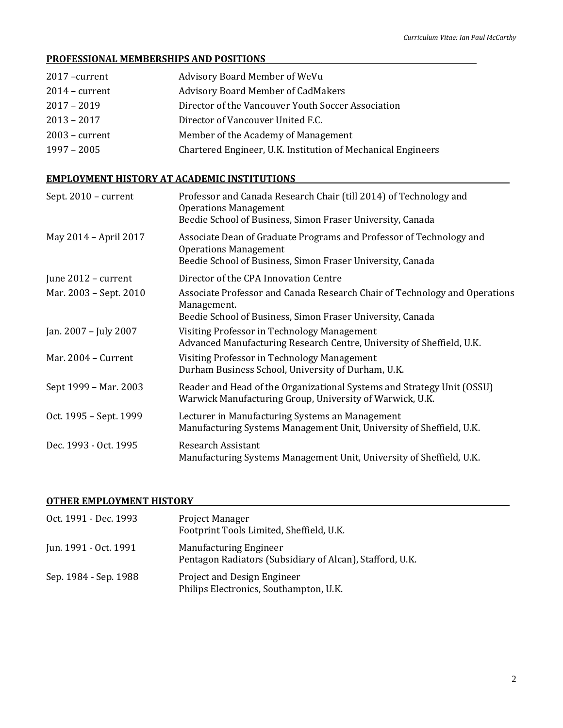## PROFESSIONAL MEMBERSHIPS AND POSITIONS

| | |
|---|---|
| 2017 –current | Advisory Board Member of WeVu |
| 2014 – current | Advisory Board Member of CadMakers |
| 2017 – 2019 | Director of the Vancouver Youth Soccer Association |
| 2013 – 2017 | Director of Vancouver United F.C. |
| 2003 – current | Member of the Academy of Management |
| 1997 – 2005 | Chartered Engineer, U.K. Institution of Mechanical Engineers |

## EMPLOYMENT HISTORY AT ACADEMIC INSTITUTIONS

| | |
|---|---|
| Sept. 2010 – current | Professor and Canada Research Chair (till 2014) of Technology and Operations Management<br>Beedie School of Business, Simon Fraser University, Canada |
| May 2014 – April 2017 | Associate Dean of Graduate Programs and Professor of Technology and Operations Management<br>Beedie School of Business, Simon Fraser University, Canada |
| June 2012 – current | Director of the CPA Innovation Centre |
| Mar. 2003 – Sept. 2010 | Associate Professor and Canada Research Chair of Technology and Operations Management.<br>Beedie School of Business, Simon Fraser University, Canada |
| Jan. 2007 – July 2007 | Visiting Professor in Technology Management<br>Advanced Manufacturing Research Centre, University of Sheffield, U.K. |
| Mar. 2004 – Current | Visiting Professor in Technology Management<br>Durham Business School, University of Durham, U.K. |
| Sept 1999 – Mar. 2003 | Reader and Head of the Organizational Systems and Strategy Unit (OSSU)<br>Warwick Manufacturing Group, University of Warwick, U.K. |
| Oct. 1995 – Sept. 1999 | Lecturer in Manufacturing Systems an Management<br>Manufacturing Systems Management Unit, University of Sheffield, U.K. |
| Dec. 1993 - Oct. 1995 | Research Assistant<br>Manufacturing Systems Management Unit, University of Sheffield, U.K. |

## OTHER EMPLOYMENT HISTORY

| | |
|---|---|
| Oct. 1991 - Dec. 1993 | Project Manager<br>Footprint Tools Limited, Sheffield, U.K. |
| Jun. 1991 - Oct. 1991 | Manufacturing Engineer<br>Pentagon Radiators (Subsidiary of Alcan), Stafford, U.K. |
| Sep. 1984 - Sep. 1988 | Project and Design Engineer<br>Philips Electronics, Southampton, U.K. |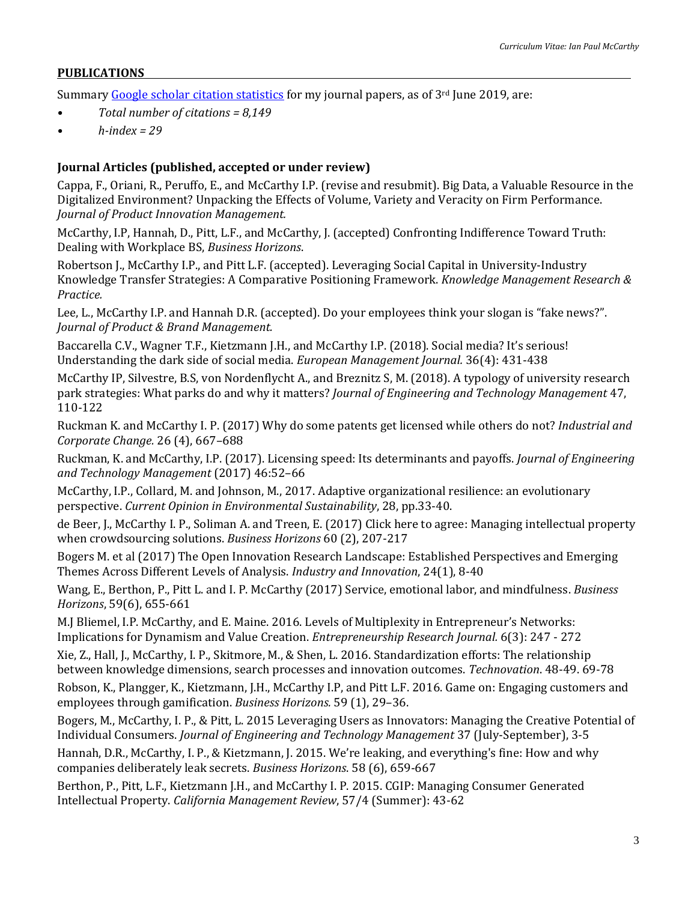## PUBLICATIONS

Summary [Google scholar citation statistics]() for my journal papers, as of 3rd June 2019, are:

- *Total number of citations = 8,149*
- *h-index = 29*

### Journal Articles (published, accepted or under review)

Cappa, F., Oriani, R., Peruffo, E., and McCarthy I.P. (revise and resubmit). Big Data, a Valuable Resource in the Digitalized Environment? Unpacking the Effects of Volume, Variety and Veracity on Firm Performance. *Journal of Product Innovation Management.*

McCarthy, I.P, Hannah, D., Pitt, L.F., and McCarthy, J. (accepted) Confronting Indifference Toward Truth: Dealing with Workplace BS, *Business Horizons*.

Robertson J., McCarthy I.P., and Pitt L.F. (accepted). Leveraging Social Capital in University-Industry Knowledge Transfer Strategies: A Comparative Positioning Framework. *Knowledge Management Research & Practice.*

Lee, L., McCarthy I.P. and Hannah D.R. (accepted). Do your employees think your slogan is "fake news?". *Journal of Product & Brand Management.*

Baccarella C.V., Wagner T.F., Kietzmann J.H., and McCarthy I.P. (2018). Social media? It's serious! Understanding the dark side of social media. *European Management Journal.* 36(4): 431-438

McCarthy IP, Silvestre, B.S, von Nordenflycht A., and Breznitz S, M. (2018). A typology of university research park strategies: What parks do and why it matters? *Journal of Engineering and Technology Management* 47, 110-122

Ruckman K. and McCarthy I. P. (2017) Why do some patents get licensed while others do not? *Industrial and Corporate Change.* 26 (4), 667–688

Ruckman, K. and McCarthy, I.P. (2017). Licensing speed: Its determinants and payoffs. *Journal of Engineering and Technology Management* (2017) 46:52–66

McCarthy, I.P., Collard, M. and Johnson, M., 2017. Adaptive organizational resilience: an evolutionary perspective. *Current Opinion in Environmental Sustainability*, 28, pp.33-40.

de Beer, J., McCarthy I. P., Soliman A. and Treen, E. (2017) Click here to agree: Managing intellectual property when crowdsourcing solutions. *Business Horizons* 60 (2), 207-217

Bogers M. et al (2017) The Open Innovation Research Landscape: Established Perspectives and Emerging Themes Across Different Levels of Analysis. *Industry and Innovation*, 24(1), 8-40

Wang, E., Berthon, P., Pitt L. and I. P. McCarthy (2017) Service, emotional labor, and mindfulness. *Business Horizons*, 59(6), 655-661

M.J Bliemel, I.P. McCarthy, and E. Maine. 2016. Levels of Multiplexity in Entrepreneur's Networks: Implications for Dynamism and Value Creation. *Entrepreneurship Research Journal.* 6(3): 247 - 272

Xie, Z., Hall, J., McCarthy, I. P., Skitmore, M., & Shen, L. 2016. Standardization efforts: The relationship between knowledge dimensions, search processes and innovation outcomes. *Technovation*. 48-49. 69-78

Robson, K., Plangger, K., Kietzmann, J.H., McCarthy I.P, and Pitt L.F. 2016. Game on: Engaging customers and employees through gamification. *Business Horizons.* 59 (1), 29–36.

Bogers, M., McCarthy, I. P., & Pitt, L. 2015 Leveraging Users as Innovators: Managing the Creative Potential of Individual Consumers. *Journal of Engineering and Technology Management* 37 (July-September), 3-5

Hannah, D.R., McCarthy, I. P., & Kietzmann, J. 2015. We're leaking, and everything's fine: How and why companies deliberately leak secrets. *Business Horizons*. 58 (6), 659-667

Berthon, P., Pitt, L.F., Kietzmann J.H., and McCarthy I. P. 2015. CGIP: Managing Consumer Generated Intellectual Property. *California Management Review*, 57/4 (Summer): 43-62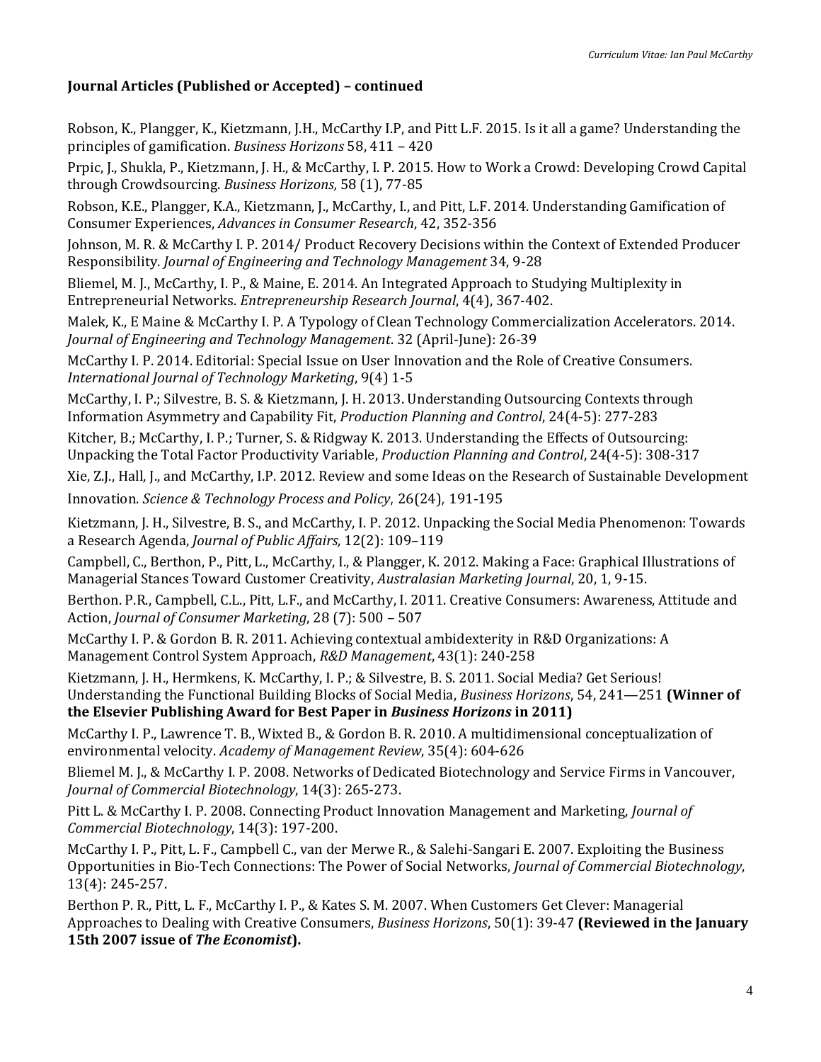### Journal Articles (Published or Accepted) – continued

Robson, K., Plangger, K., Kietzmann, J.H., McCarthy I.P, and Pitt L.F. 2015. Is it all a game? Understanding the principles of gamification. *Business Horizons* 58, 411 – 420

Prpic, J., Shukla, P., Kietzmann, J. H., & McCarthy, I. P. 2015. How to Work a Crowd: Developing Crowd Capital through Crowdsourcing. *Business Horizons,* 58 (1), 77-85

Robson, K.E., Plangger, K.A., Kietzmann, J., McCarthy, I., and Pitt, L.F. 2014. Understanding Gamification of Consumer Experiences, *Advances in Consumer Research*, 42, 352-356

Johnson, M. R. & McCarthy I. P. 2014/ Product Recovery Decisions within the Context of Extended Producer Responsibility. *Journal of Engineering and Technology Management* 34, 9-28

Bliemel, M. J., McCarthy, I. P., & Maine, E. 2014. An Integrated Approach to Studying Multiplexity in Entrepreneurial Networks. *Entrepreneurship Research Journal*, 4(4), 367-402.

Malek, K., E Maine & McCarthy I. P. A Typology of Clean Technology Commercialization Accelerators. 2014. *Journal of Engineering and Technology Management*. 32 (April-June): 26-39

McCarthy I. P. 2014. Editorial: Special Issue on User Innovation and the Role of Creative Consumers. *International Journal of Technology Marketing*, 9(4) 1-5

McCarthy, I. P.; Silvestre, B. S. & Kietzmann, J. H. 2013. Understanding Outsourcing Contexts through Information Asymmetry and Capability Fit, *Production Planning and Control*, 24(4-5): 277-283

Kitcher, B.; McCarthy, I. P.; Turner, S. & Ridgway K. 2013. Understanding the Effects of Outsourcing: Unpacking the Total Factor Productivity Variable, *Production Planning and Control*, 24(4-5): 308-317

Xie, Z.J., Hall, J., and McCarthy, I.P. 2012. Review and some Ideas on the Research of Sustainable Development Innovation. *Science & Technology Process and Policy*, 26(24), 191-195

Kietzmann, J. H., Silvestre, B. S., and McCarthy, I. P. 2012. Unpacking the Social Media Phenomenon: Towards a Research Agenda, *Journal of Public Affairs,* 12(2): 109–119

Campbell, C., Berthon, P., Pitt, L., McCarthy, I., & Plangger, K. 2012. Making a Face: Graphical Illustrations of Managerial Stances Toward Customer Creativity, *Australasian Marketing Journal*, 20, 1, 9-15.

Berthon. P.R., Campbell, C.L., Pitt, L.F., and McCarthy, I. 2011. Creative Consumers: Awareness, Attitude and Action, *Journal of Consumer Marketing*, 28 (7): 500 – 507

McCarthy I. P. & Gordon B. R. 2011. Achieving contextual ambidexterity in R&D Organizations: A Management Control System Approach, *R&D Management*, 43(1): 240-258

Kietzmann, J. H., Hermkens, K. McCarthy, I. P.; & Silvestre, B. S. 2011. Social Media? Get Serious! Understanding the Functional Building Blocks of Social Media, *Business Horizons*, 54, 241—251 **(Winner of the Elsevier Publishing Award for Best Paper in *Business Horizons* in 2011)**

McCarthy I. P., Lawrence T. B., Wixted B., & Gordon B. R. 2010. A multidimensional conceptualization of environmental velocity. *Academy of Management Review*, 35(4): 604-626

Bliemel M. J., & McCarthy I. P. 2008. Networks of Dedicated Biotechnology and Service Firms in Vancouver, *Journal of Commercial Biotechnology*, 14(3): 265-273.

Pitt L. & McCarthy I. P. 2008. Connecting Product Innovation Management and Marketing, *Journal of Commercial Biotechnology*, 14(3): 197-200.

McCarthy I. P., Pitt, L. F., Campbell C., van der Merwe R., & Salehi-Sangari E. 2007. Exploiting the Business Opportunities in Bio-Tech Connections: The Power of Social Networks, *Journal of Commercial Biotechnology*, 13(4): 245-257.

Berthon P. R., Pitt, L. F., McCarthy I. P., & Kates S. M. 2007. When Customers Get Clever: Managerial Approaches to Dealing with Creative Consumers, *Business Horizons*, 50(1): 39-47 **(Reviewed in the January 15th 2007 issue of *The Economist*).**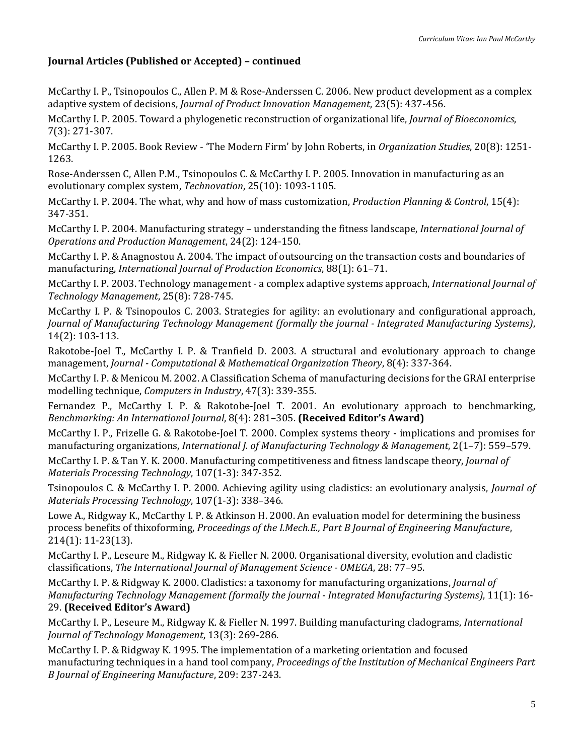**Journal Articles (Published or Accepted) – continued**

McCarthy I. P., Tsinopoulos C., Allen P. M & Rose-Anderssen C. 2006. New product development as a complex adaptive system of decisions, *Journal of Product Innovation Management*, 23(5): 437-456.

McCarthy I. P. 2005. Toward a phylogenetic reconstruction of organizational life, *Journal of Bioeconomics*, 7(3): 271-307.

McCarthy I. P. 2005. Book Review - 'The Modern Firm' by John Roberts, in *Organization Studies*, 20(8): 1251-1263.

Rose-Anderssen C, Allen P.M., Tsinopoulos C. & McCarthy I. P. 2005. Innovation in manufacturing as an evolutionary complex system, *Technovation*, 25(10): 1093-1105.

McCarthy I. P. 2004. The what, why and how of mass customization, *Production Planning & Control*, 15(4): 347-351.

McCarthy I. P. 2004. Manufacturing strategy – understanding the fitness landscape, *International Journal of Operations and Production Management*, 24(2): 124-150.

McCarthy I. P. & Anagnostou A. 2004. The impact of outsourcing on the transaction costs and boundaries of manufacturing, *International Journal of Production Economics*, 88(1): 61–71.

McCarthy I. P. 2003. Technology management - a complex adaptive systems approach, *International Journal of Technology Management*, 25(8): 728-745.

McCarthy I. P. & Tsinopoulos C. 2003. Strategies for agility: an evolutionary and configurational approach, *Journal of Manufacturing Technology Management (formally the journal - Integrated Manufacturing Systems)*, 14(2): 103-113.

Rakotobe-Joel T., McCarthy I. P. & Tranfield D. 2003. A structural and evolutionary approach to change management, *Journal - Computational & Mathematical Organization Theory*, 8(4): 337-364.

McCarthy I. P. & Menicou M. 2002. A Classification Schema of manufacturing decisions for the GRAI enterprise modelling technique, *Computers in Industry*, 47(3): 339-355.

Fernandez P., McCarthy I. P. & Rakotobe-Joel T. 2001. An evolutionary approach to benchmarking, *Benchmarking: An International Journal*, 8(4): 281–305. **(Received Editor's Award)**

McCarthy I. P., Frizelle G. & Rakotobe-Joel T. 2000. Complex systems theory - implications and promises for manufacturing organizations, *International J. of Manufacturing Technology & Management*, 2(1–7): 559–579.

McCarthy I. P. & Tan Y. K. 2000. Manufacturing competitiveness and fitness landscape theory, *Journal of Materials Processing Technology*, 107(1-3): 347-352.

Tsinopoulos C. & McCarthy I. P. 2000. Achieving agility using cladistics: an evolutionary analysis, *Journal of Materials Processing Technology*, 107(1-3): 338–346.

Lowe A., Ridgway K., McCarthy I. P. & Atkinson H. 2000. An evaluation model for determining the business process benefits of thixoforming, *Proceedings of the I.Mech.E., Part B Journal of Engineering Manufacture*, 214(1): 11-23(13).

McCarthy I. P., Leseure M., Ridgway K. & Fieller N. 2000. Organisational diversity, evolution and cladistic classifications, *The International Journal of Management Science - OMEGA*, 28: 77–95.

McCarthy I. P. & Ridgway K. 2000. Cladistics: a taxonomy for manufacturing organizations, *Journal of Manufacturing Technology Management (formally the journal - Integrated Manufacturing Systems)*, 11(1): 16-29. **(Received Editor's Award)**

McCarthy I. P., Leseure M., Ridgway K. & Fieller N. 1997. Building manufacturing cladograms, *International Journal of Technology Management*, 13(3): 269-286.

McCarthy I. P. & Ridgway K. 1995. The implementation of a marketing orientation and focused manufacturing techniques in a hand tool company, *Proceedings of the Institution of Mechanical Engineers Part B Journal of Engineering Manufacture*, 209: 237-243.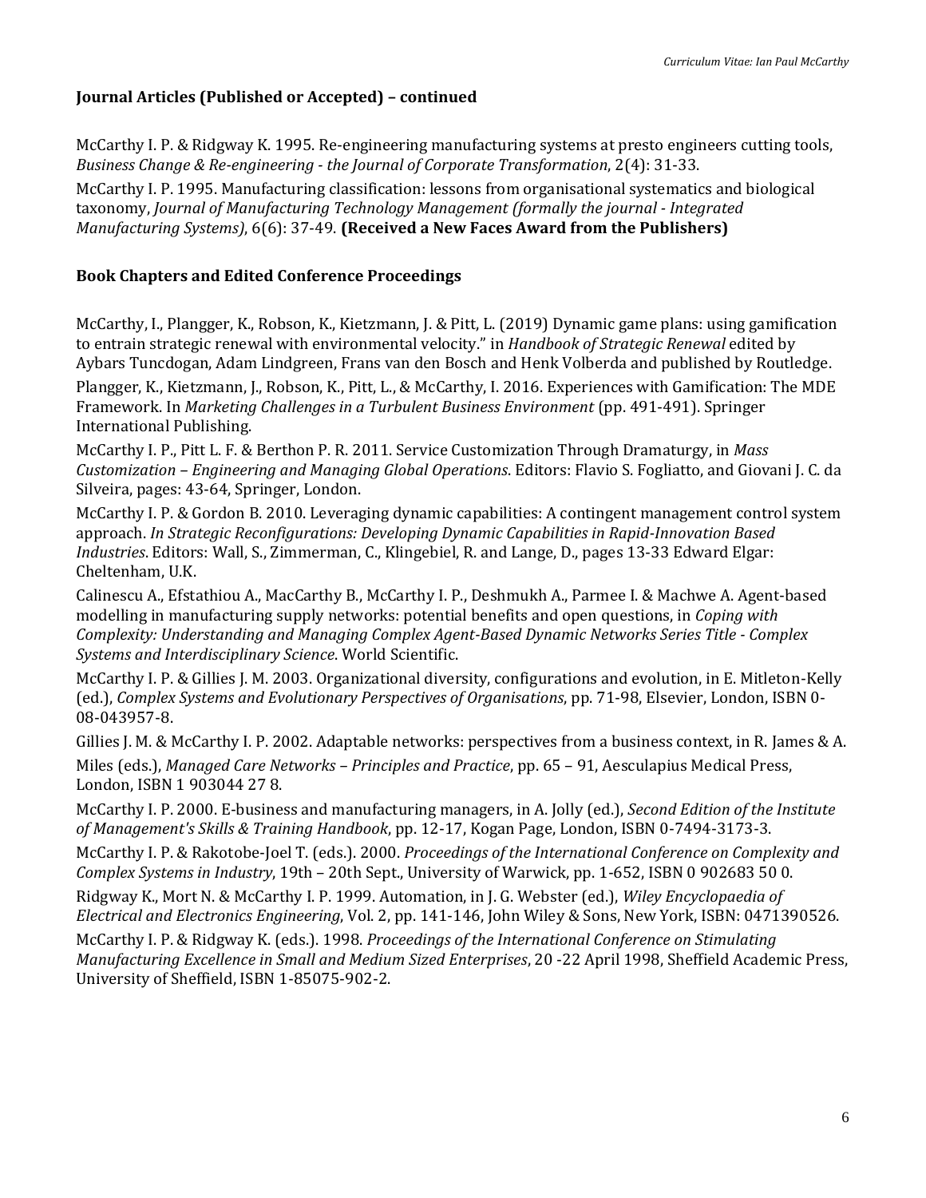### Journal Articles (Published or Accepted) – continued

McCarthy I. P. & Ridgway K. 1995. Re-engineering manufacturing systems at presto engineers cutting tools, *Business Change & Re-engineering - the Journal of Corporate Transformation*, 2(4): 31-33.

McCarthy I. P. 1995. Manufacturing classification: lessons from organisational systematics and biological taxonomy, *Journal of Manufacturing Technology Management (formally the journal - Integrated Manufacturing Systems)*, 6(6): 37-49. **(Received a New Faces Award from the Publishers)**

### Book Chapters and Edited Conference Proceedings

McCarthy, I., Plangger, K., Robson, K., Kietzmann, J. & Pitt, L. (2019) Dynamic game plans: using gamification to entrain strategic renewal with environmental velocity." in *Handbook of Strategic Renewal* edited by Aybars Tuncdogan, Adam Lindgreen, Frans van den Bosch and Henk Volberda and published by Routledge.

Plangger, K., Kietzmann, J., Robson, K., Pitt, L., & McCarthy, I. 2016. Experiences with Gamification: The MDE Framework. In *Marketing Challenges in a Turbulent Business Environment* (pp. 491-491). Springer International Publishing.

McCarthy I. P., Pitt L. F. & Berthon P. R. 2011. Service Customization Through Dramaturgy, in *Mass Customization – Engineering and Managing Global Operations*. Editors: Flavio S. Fogliatto, and Giovani J. C. da Silveira, pages: 43-64, Springer, London.

McCarthy I. P. & Gordon B. 2010. Leveraging dynamic capabilities: A contingent management control system approach. *In Strategic Reconfigurations: Developing Dynamic Capabilities in Rapid-Innovation Based Industries*. Editors: Wall, S., Zimmerman, C., Klingebiel, R. and Lange, D., pages 13-33 Edward Elgar: Cheltenham, U.K.

Calinescu A., Efstathiou A., MacCarthy B., McCarthy I. P., Deshmukh A., Parmee I. & Machwe A. Agent-based modelling in manufacturing supply networks: potential benefits and open questions, in *Coping with Complexity: Understanding and Managing Complex Agent-Based Dynamic Networks Series Title - Complex Systems and Interdisciplinary Science*. World Scientific.

McCarthy I. P. & Gillies J. M. 2003. Organizational diversity, configurations and evolution, in E. Mitleton-Kelly (ed.), *Complex Systems and Evolutionary Perspectives of Organisations*, pp. 71-98, Elsevier, London, ISBN 0-08-043957-8.

Gillies J. M. & McCarthy I. P. 2002. Adaptable networks: perspectives from a business context, in R. James & A. Miles (eds.), *Managed Care Networks – Principles and Practice*, pp. 65 – 91, Aesculapius Medical Press, London, ISBN 1 903044 27 8.

McCarthy I. P. 2000. E-business and manufacturing managers, in A. Jolly (ed.), *Second Edition of the Institute of Management's Skills & Training Handbook*, pp. 12-17, Kogan Page, London, ISBN 0-7494-3173-3.

McCarthy I. P. & Rakotobe-Joel T. (eds.). 2000. *Proceedings of the International Conference on Complexity and Complex Systems in Industry*, 19th – 20th Sept., University of Warwick, pp. 1-652, ISBN 0 902683 50 0.

Ridgway K., Mort N. & McCarthy I. P. 1999. Automation, in J. G. Webster (ed.), *Wiley Encyclopaedia of Electrical and Electronics Engineering*, Vol. 2, pp. 141-146, John Wiley & Sons, New York, ISBN: 0471390526.

McCarthy I. P. & Ridgway K. (eds.). 1998. *Proceedings of the International Conference on Stimulating Manufacturing Excellence in Small and Medium Sized Enterprises*, 20 -22 April 1998, Sheffield Academic Press, University of Sheffield, ISBN 1-85075-902-2.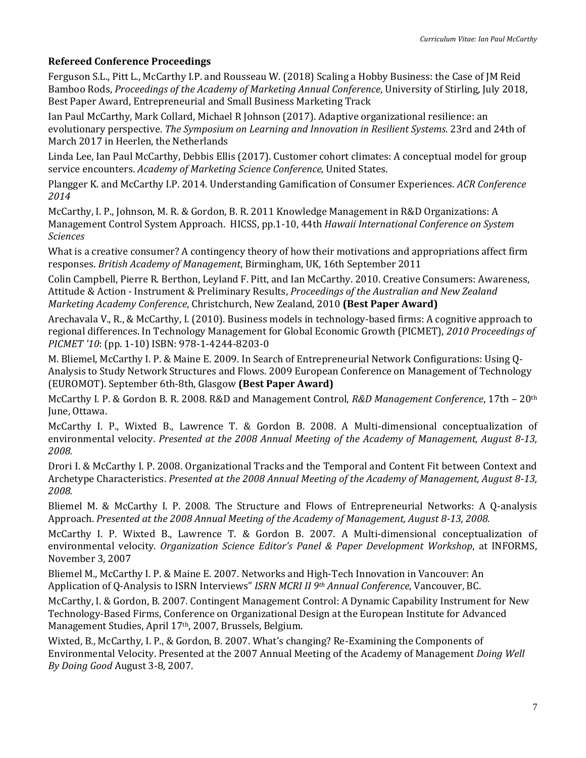**Refereed Conference Proceedings**

Ferguson S.L., Pitt L., McCarthy I.P. and Rousseau W. (2018) Scaling a Hobby Business: the Case of JM Reid Bamboo Rods, *Proceedings of the Academy of Marketing Annual Conference*, University of Stirling, July 2018, Best Paper Award, Entrepreneurial and Small Business Marketing Track

Ian Paul McCarthy, Mark Collard, Michael R Johnson (2017). Adaptive organizational resilience: an evolutionary perspective. *The Symposium on Learning and Innovation in Resilient Systems*. 23rd and 24th of March 2017 in Heerlen, the Netherlands

Linda Lee, Ian Paul McCarthy, Debbis Ellis (2017). Customer cohort climates: A conceptual model for group service encounters. *Academy of Marketing Science Conference,* United States.

Plangger K. and McCarthy I.P. 2014. Understanding Gamification of Consumer Experiences. *ACR Conference 2014*

McCarthy, I. P., Johnson, M. R. & Gordon, B. R. 2011 Knowledge Management in R&D Organizations: A Management Control System Approach. HICSS, pp.1-10, 44th *Hawaii International Conference on System Sciences*

What is a creative consumer? A contingency theory of how their motivations and appropriations affect firm responses. *British Academy of Management*, Birmingham, UK, 16th September 2011

Colin Campbell, Pierre R. Berthon, Leyland F. Pitt, and Ian McCarthy. 2010. Creative Consumers: Awareness, Attitude & Action - Instrument & Preliminary Results, *Proceedings of the Australian and New Zealand Marketing Academy Conference*, Christchurch, New Zealand, 2010 **(Best Paper Award)**

Arechavala V., R., & McCarthy, I. (2010). Business models in technology-based firms: A cognitive approach to regional differences. In Technology Management for Global Economic Growth (PICMET), *2010 Proceedings of PICMET '10*: (pp. 1-10) ISBN: 978-1-4244-8203-0

M. Bliemel, McCarthy I. P. & Maine E. 2009. In Search of Entrepreneurial Network Configurations: Using Q-Analysis to Study Network Structures and Flows. 2009 European Conference on Management of Technology (EUROMOT). September 6th-8th, Glasgow **(Best Paper Award)**

McCarthy I. P. & Gordon B. R. 2008. R&D and Management Control, *R&D Management Conference*, 17th – 20th June, Ottawa.

McCarthy I. P., Wixted B., Lawrence T. & Gordon B. 2008. A Multi-dimensional conceptualization of environmental velocity. *Presented at the 2008 Annual Meeting of the Academy of Management, August 8-13, 2008.*

Drori I. & McCarthy I. P. 2008. Organizational Tracks and the Temporal and Content Fit between Context and Archetype Characteristics. *Presented at the 2008 Annual Meeting of the Academy of Management, August 8-13, 2008.*

Bliemel M. & McCarthy I. P. 2008. The Structure and Flows of Entrepreneurial Networks: A Q-analysis Approach. *Presented at the 2008 Annual Meeting of the Academy of Management, August 8-13, 2008.*

McCarthy I. P. Wixted B., Lawrence T. & Gordon B. 2007. A Multi-dimensional conceptualization of environmental velocity. *Organization Science Editor's Panel & Paper Development Workshop*, at INFORMS, November 3, 2007

Bliemel M., McCarthy I. P. & Maine E. 2007. Networks and High-Tech Innovation in Vancouver: An Application of Q-Analysis to ISRN Interviews" *ISRN MCRI II 9th Annual Conference*, Vancouver, BC.

McCarthy, I. & Gordon, B. 2007. Contingent Management Control: A Dynamic Capability Instrument for New Technology-Based Firms, Conference on Organizational Design at the European Institute for Advanced Management Studies, April 17th, 2007, Brussels, Belgium.

Wixted, B., McCarthy, I. P., & Gordon, B. 2007. What's changing? Re-Examining the Components of Environmental Velocity. Presented at the 2007 Annual Meeting of the Academy of Management *Doing Well By Doing Good* August 3-8, 2007.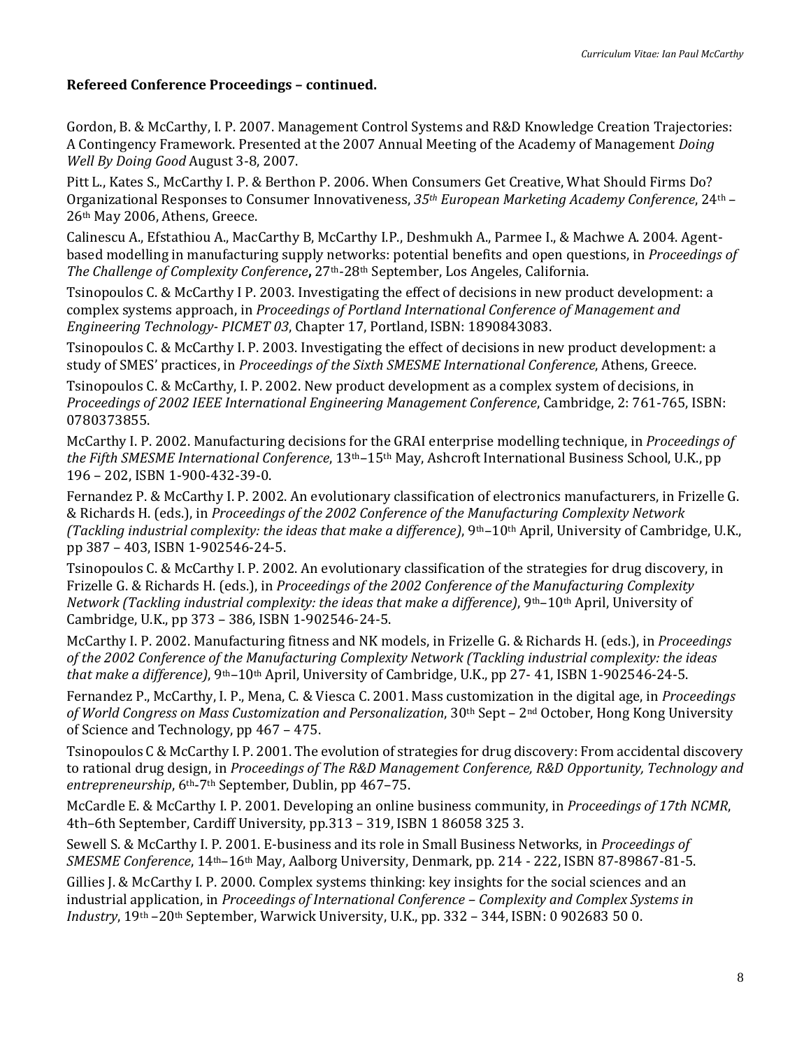**Refereed Conference Proceedings – continued.**

Gordon, B. & McCarthy, I. P. 2007. Management Control Systems and R&D Knowledge Creation Trajectories: A Contingency Framework. Presented at the 2007 Annual Meeting of the Academy of Management *Doing Well By Doing Good* August 3-8, 2007.

Pitt L., Kates S., McCarthy I. P. & Berthon P. 2006. When Consumers Get Creative, What Should Firms Do? Organizational Responses to Consumer Innovativeness, *35th European Marketing Academy Conference*, 24th – 26th May 2006, Athens, Greece.

Calinescu A., Efstathiou A., MacCarthy B, McCarthy I.P., Deshmukh A., Parmee I., & Machwe A. 2004. Agent-based modelling in manufacturing supply networks: potential benefits and open questions, in *Proceedings of The Challenge of Complexity Conference***,** 27th-28th September, Los Angeles, California.

Tsinopoulos C. & McCarthy I P. 2003. Investigating the effect of decisions in new product development: a complex systems approach, in *Proceedings of Portland International Conference of Management and Engineering Technology- PICMET 03*, Chapter 17, Portland, ISBN: 1890843083.

Tsinopoulos C. & McCarthy I. P. 2003. Investigating the effect of decisions in new product development: a study of SMES' practices, in *Proceedings of the Sixth SMESME International Conference*, Athens, Greece.

Tsinopoulos C. & McCarthy, I. P. 2002. New product development as a complex system of decisions, in *Proceedings of 2002 IEEE International Engineering Management Conference*, Cambridge, 2: 761-765, ISBN: 0780373855.

McCarthy I. P. 2002. Manufacturing decisions for the GRAI enterprise modelling technique, in *Proceedings of the Fifth SMESME International Conference*, 13th–15th May, Ashcroft International Business School, U.K., pp 196 – 202, ISBN 1-900-432-39-0.

Fernandez P. & McCarthy I. P. 2002. An evolutionary classification of electronics manufacturers, in Frizelle G. & Richards H. (eds.), in *Proceedings of the 2002 Conference of the Manufacturing Complexity Network (Tackling industrial complexity: the ideas that make a difference)*, 9th–10th April, University of Cambridge, U.K., pp 387 – 403, ISBN 1-902546-24-5.

Tsinopoulos C. & McCarthy I. P. 2002. An evolutionary classification of the strategies for drug discovery, in Frizelle G. & Richards H. (eds.), in *Proceedings of the 2002 Conference of the Manufacturing Complexity Network (Tackling industrial complexity: the ideas that make a difference)*, 9th–10th April, University of Cambridge, U.K., pp 373 – 386, ISBN 1-902546-24-5.

McCarthy I. P. 2002. Manufacturing fitness and NK models, in Frizelle G. & Richards H. (eds.), in *Proceedings of the 2002 Conference of the Manufacturing Complexity Network (Tackling industrial complexity: the ideas that make a difference)*, 9th–10th April, University of Cambridge, U.K., pp 27- 41, ISBN 1-902546-24-5.

Fernandez P., McCarthy, I. P., Mena, C. & Viesca C. 2001. Mass customization in the digital age, in *Proceedings of World Congress on Mass Customization and Personalization*, 30th Sept – 2nd October, Hong Kong University of Science and Technology, pp 467 – 475.

Tsinopoulos C & McCarthy I. P. 2001. The evolution of strategies for drug discovery: From accidental discovery to rational drug design, in *Proceedings of The R&D Management Conference, R&D Opportunity, Technology and entrepreneurship*, 6th-7th September, Dublin, pp 467–75.

McCardle E. & McCarthy I. P. 2001. Developing an online business community, in *Proceedings of 17th NCMR*, 4th–6th September, Cardiff University, pp.313 – 319, ISBN 1 86058 325 3.

Sewell S. & McCarthy I. P. 2001. E-business and its role in Small Business Networks, in *Proceedings of SMESME Conference*, 14th–16th May, Aalborg University, Denmark, pp. 214 - 222, ISBN 87-89867-81-5.

Gillies J. & McCarthy I. P. 2000. Complex systems thinking: key insights for the social sciences and an industrial application, in *Proceedings of International Conference – Complexity and Complex Systems in Industry*, 19th –20th September, Warwick University, U.K., pp. 332 – 344, ISBN: 0 902683 50 0.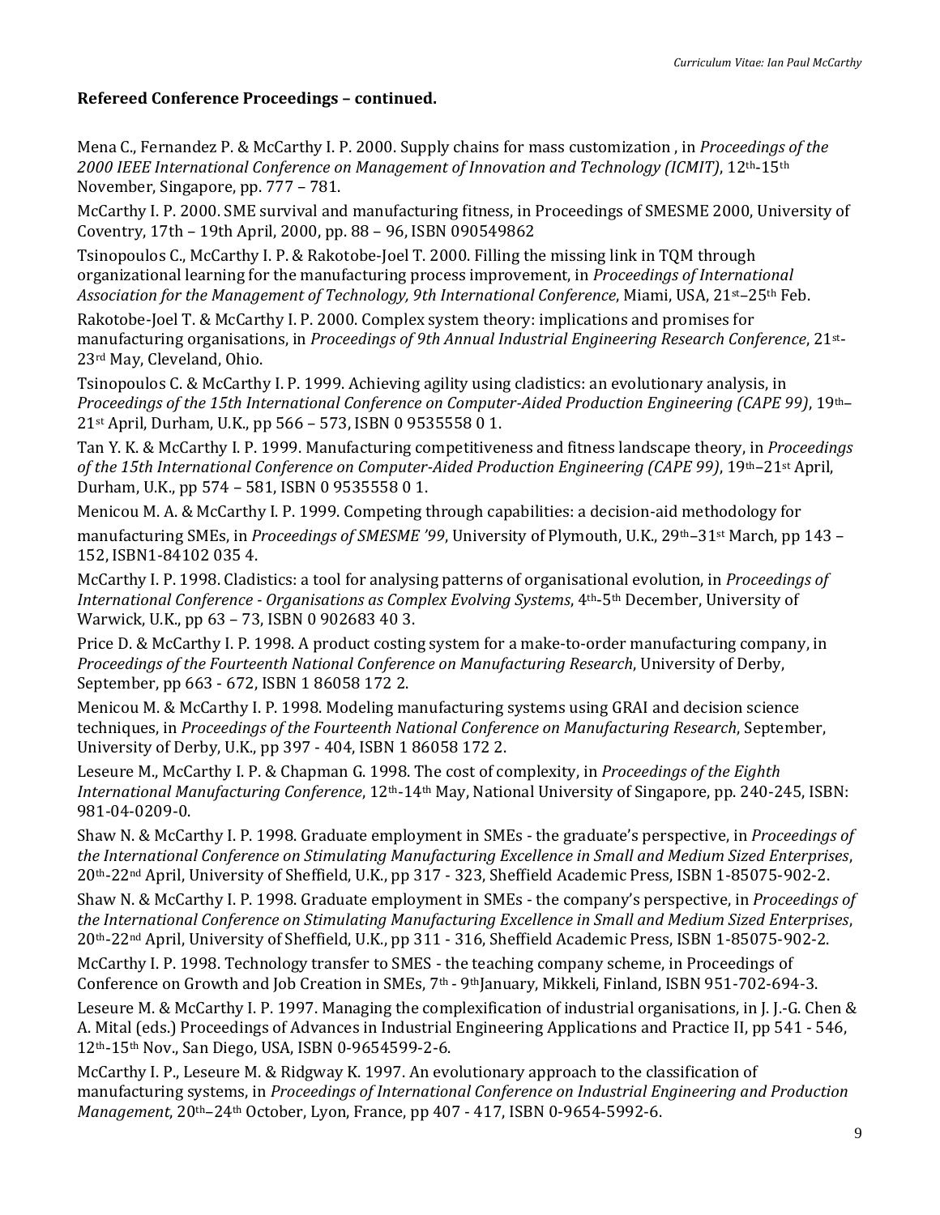**Refereed Conference Proceedings – continued.**

Mena C., Fernandez P. & McCarthy I. P. 2000. Supply chains for mass customization , in *Proceedings of the 2000 IEEE International Conference on Management of Innovation and Technology (ICMIT)*, 12th-15th November, Singapore, pp. 777 – 781.

McCarthy I. P. 2000. SME survival and manufacturing fitness, in Proceedings of SMESME 2000, University of Coventry, 17th – 19th April, 2000, pp. 88 – 96, ISBN 090549862

Tsinopoulos C., McCarthy I. P. & Rakotobe-Joel T. 2000. Filling the missing link in TQM through organizational learning for the manufacturing process improvement, in *Proceedings of International Association for the Management of Technology, 9th International Conference*, Miami, USA, 21st–25th Feb.

Rakotobe-Joel T. & McCarthy I. P. 2000. Complex system theory: implications and promises for manufacturing organisations, in *Proceedings of 9th Annual Industrial Engineering Research Conference*, 21st-23rd May, Cleveland, Ohio.

Tsinopoulos C. & McCarthy I. P. 1999. Achieving agility using cladistics: an evolutionary analysis, in *Proceedings of the 15th International Conference on Computer-Aided Production Engineering (CAPE 99)*, 19th–21st April, Durham, U.K., pp 566 – 573, ISBN 0 9535558 0 1.

Tan Y. K. & McCarthy I. P. 1999. Manufacturing competitiveness and fitness landscape theory, in *Proceedings of the 15th International Conference on Computer-Aided Production Engineering (CAPE 99)*, 19th–21st April, Durham, U.K., pp 574 – 581, ISBN 0 9535558 0 1.

Menicou M. A. & McCarthy I. P. 1999. Competing through capabilities: a decision-aid methodology for manufacturing SMEs, in *Proceedings of SMESME '99*, University of Plymouth, U.K., 29th–31st March, pp 143 – 152, ISBN1-84102 035 4.

McCarthy I. P. 1998. Cladistics: a tool for analysing patterns of organisational evolution, in *Proceedings of International Conference - Organisations as Complex Evolving Systems*, 4th-5th December, University of Warwick, U.K., pp 63 – 73, ISBN 0 902683 40 3.

Price D. & McCarthy I. P. 1998. A product costing system for a make-to-order manufacturing company, in *Proceedings of the Fourteenth National Conference on Manufacturing Research*, University of Derby, September, pp 663 - 672, ISBN 1 86058 172 2.

Menicou M. & McCarthy I. P. 1998. Modeling manufacturing systems using GRAI and decision science techniques, in *Proceedings of the Fourteenth National Conference on Manufacturing Research*, September, University of Derby, U.K., pp 397 - 404, ISBN 1 86058 172 2.

Leseure M., McCarthy I. P. & Chapman G. 1998. The cost of complexity, in *Proceedings of the Eighth International Manufacturing Conference*, 12th-14th May, National University of Singapore, pp. 240-245, ISBN: 981-04-0209-0.

Shaw N. & McCarthy I. P. 1998. Graduate employment in SMEs - the graduate's perspective, in *Proceedings of the International Conference on Stimulating Manufacturing Excellence in Small and Medium Sized Enterprises*, 20th-22nd April, University of Sheffield, U.K., pp 317 - 323, Sheffield Academic Press, ISBN 1-85075-902-2.

Shaw N. & McCarthy I. P. 1998. Graduate employment in SMEs - the company's perspective, in *Proceedings of the International Conference on Stimulating Manufacturing Excellence in Small and Medium Sized Enterprises*, 20th-22nd April, University of Sheffield, U.K., pp 311 - 316, Sheffield Academic Press, ISBN 1-85075-902-2.

McCarthy I. P. 1998. Technology transfer to SMES - the teaching company scheme, in Proceedings of Conference on Growth and Job Creation in SMEs, 7th - 9th January, Mikkeli, Finland, ISBN 951-702-694-3.

Leseure M. & McCarthy I. P. 1997. Managing the complexification of industrial organisations, in J. J.-G. Chen & A. Mital (eds.) Proceedings of Advances in Industrial Engineering Applications and Practice II, pp 541 - 546, 12th-15th Nov., San Diego, USA, ISBN 0-9654599-2-6.

McCarthy I. P., Leseure M. & Ridgway K. 1997. An evolutionary approach to the classification of manufacturing systems, in *Proceedings of International Conference on Industrial Engineering and Production Management*, 20th–24th October, Lyon, France, pp 407 - 417, ISBN 0-9654-5992-6.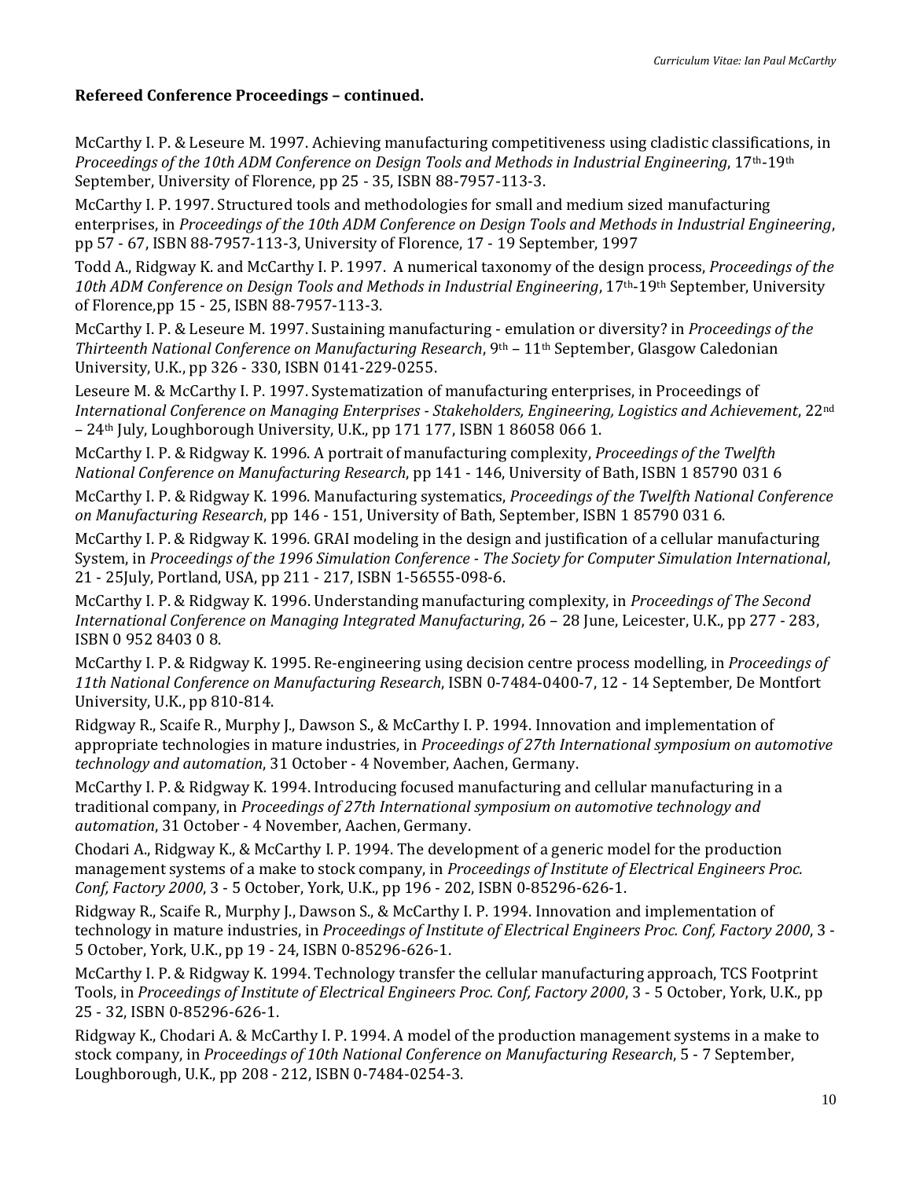**Refereed Conference Proceedings – continued.**

McCarthy I. P. & Leseure M. 1997. Achieving manufacturing competitiveness using cladistic classifications, in *Proceedings of the 10th ADM Conference on Design Tools and Methods in Industrial Engineering*, 17th-19th September, University of Florence, pp 25 - 35, ISBN 88-7957-113-3.

McCarthy I. P. 1997. Structured tools and methodologies for small and medium sized manufacturing enterprises, in *Proceedings of the 10th ADM Conference on Design Tools and Methods in Industrial Engineering*, pp 57 - 67, ISBN 88-7957-113-3, University of Florence, 17 - 19 September, 1997

Todd A., Ridgway K. and McCarthy I. P. 1997. A numerical taxonomy of the design process, *Proceedings of the 10th ADM Conference on Design Tools and Methods in Industrial Engineering*, 17th-19th September, University of Florence,pp 15 - 25, ISBN 88-7957-113-3.

McCarthy I. P. & Leseure M. 1997. Sustaining manufacturing - emulation or diversity? in *Proceedings of the Thirteenth National Conference on Manufacturing Research*, 9th – 11th September, Glasgow Caledonian University, U.K., pp 326 - 330, ISBN 0141-229-0255.

Leseure M. & McCarthy I. P. 1997. Systematization of manufacturing enterprises, in Proceedings of *International Conference on Managing Enterprises - Stakeholders, Engineering, Logistics and Achievement*, 22nd – 24th July, Loughborough University, U.K., pp 171 177, ISBN 1 86058 066 1.

McCarthy I. P. & Ridgway K. 1996. A portrait of manufacturing complexity, *Proceedings of the Twelfth National Conference on Manufacturing Research*, pp 141 - 146, University of Bath, ISBN 1 85790 031 6

McCarthy I. P. & Ridgway K. 1996. Manufacturing systematics, *Proceedings of the Twelfth National Conference on Manufacturing Research*, pp 146 - 151, University of Bath, September, ISBN 1 85790 031 6.

McCarthy I. P. & Ridgway K. 1996. GRAI modeling in the design and justification of a cellular manufacturing System, in *Proceedings of the 1996 Simulation Conference - The Society for Computer Simulation International*, 21 - 25July, Portland, USA, pp 211 - 217, ISBN 1-56555-098-6.

McCarthy I. P. & Ridgway K. 1996. Understanding manufacturing complexity, in *Proceedings of The Second International Conference on Managing Integrated Manufacturing*, 26 – 28 June, Leicester, U.K., pp 277 - 283, ISBN 0 952 8403 0 8.

McCarthy I. P. & Ridgway K. 1995. Re-engineering using decision centre process modelling, in *Proceedings of 11th National Conference on Manufacturing Research*, ISBN 0-7484-0400-7, 12 - 14 September, De Montfort University, U.K., pp 810-814.

Ridgway R., Scaife R., Murphy J., Dawson S., & McCarthy I. P. 1994. Innovation and implementation of appropriate technologies in mature industries, in *Proceedings of 27th International symposium on automotive technology and automation*, 31 October - 4 November, Aachen, Germany.

McCarthy I. P. & Ridgway K. 1994. Introducing focused manufacturing and cellular manufacturing in a traditional company, in *Proceedings of 27th International symposium on automotive technology and automation*, 31 October - 4 November, Aachen, Germany.

Chodari A., Ridgway K., & McCarthy I. P. 1994. The development of a generic model for the production management systems of a make to stock company, in *Proceedings of Institute of Electrical Engineers Proc. Conf, Factory 2000*, 3 - 5 October, York, U.K., pp 196 - 202, ISBN 0-85296-626-1.

Ridgway R., Scaife R., Murphy J., Dawson S., & McCarthy I. P. 1994. Innovation and implementation of technology in mature industries, in *Proceedings of Institute of Electrical Engineers Proc. Conf, Factory 2000*, 3 - 5 October, York, U.K., pp 19 - 24, ISBN 0-85296-626-1.

McCarthy I. P. & Ridgway K. 1994. Technology transfer the cellular manufacturing approach, TCS Footprint Tools, in *Proceedings of Institute of Electrical Engineers Proc. Conf, Factory 2000*, 3 - 5 October, York, U.K., pp 25 - 32, ISBN 0-85296-626-1.

Ridgway K., Chodari A. & McCarthy I. P. 1994. A model of the production management systems in a make to stock company, in *Proceedings of 10th National Conference on Manufacturing Research*, 5 - 7 September, Loughborough, U.K., pp 208 - 212, ISBN 0-7484-0254-3.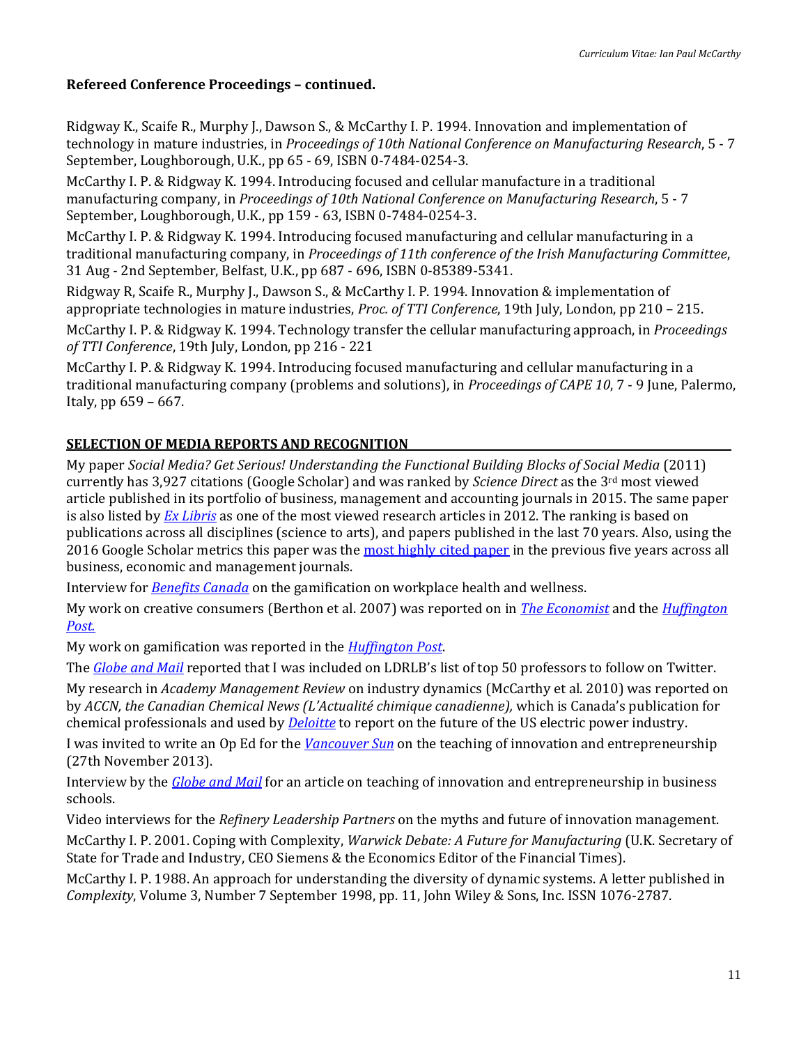### Refereed Conference Proceedings – continued.

Ridgway K., Scaife R., Murphy J., Dawson S., & McCarthy I. P. 1994. Innovation and implementation of technology in mature industries, in *Proceedings of 10th National Conference on Manufacturing Research*, 5 - 7 September, Loughborough, U.K., pp 65 - 69, ISBN 0-7484-0254-3.

McCarthy I. P. & Ridgway K. 1994. Introducing focused and cellular manufacture in a traditional manufacturing company, in *Proceedings of 10th National Conference on Manufacturing Research*, 5 - 7 September, Loughborough, U.K., pp 159 - 63, ISBN 0-7484-0254-3.

McCarthy I. P. & Ridgway K. 1994. Introducing focused manufacturing and cellular manufacturing in a traditional manufacturing company, in *Proceedings of 11th conference of the Irish Manufacturing Committee*, 31 Aug - 2nd September, Belfast, U.K., pp 687 - 696, ISBN 0-85389-5341.

Ridgway R, Scaife R., Murphy J., Dawson S., & McCarthy I. P. 1994. Innovation & implementation of appropriate technologies in mature industries, *Proc. of TTI Conference*, 19th July, London, pp 210 – 215.

McCarthy I. P. & Ridgway K. 1994. Technology transfer the cellular manufacturing approach, in *Proceedings of TTI Conference*, 19th July, London, pp 216 - 221

McCarthy I. P. & Ridgway K. 1994. Introducing focused manufacturing and cellular manufacturing in a traditional manufacturing company (problems and solutions), in *Proceedings of CAPE 10*, 7 - 9 June, Palermo, Italy, pp 659 – 667.

## SELECTION OF MEDIA REPORTS AND RECOGNITION

My paper *Social Media? Get Serious! Understanding the Functional Building Blocks of Social Media* (2011) currently has 3,927 citations (Google Scholar) and was ranked by *Science Direct* as the 3rd most viewed article published in its portfolio of business, management and accounting journals in 2015. The same paper is also listed by *Ex Libris* as one of the most viewed research articles in 2012. The ranking is based on publications across all disciplines (science to arts), and papers published in the last 70 years. Also, using the 2016 Google Scholar metrics this paper was the most highly cited paper in the previous five years across all business, economic and management journals.

Interview for *Benefits Canada* on the gamification on workplace health and wellness.

My work on creative consumers (Berthon et al. 2007) was reported on in *The Economist* and the *Huffington Post.*

My work on gamification was reported in the *Huffington Post*.

The *Globe and Mail* reported that I was included on LDRLB's list of top 50 professors to follow on Twitter.

My research in *Academy Management Review* on industry dynamics (McCarthy et al. 2010) was reported on by *ACCN, the Canadian Chemical News (L'Actualité chimique canadienne),* which is Canada's publication for chemical professionals and used by *Deloitte* to report on the future of the US electric power industry.

I was invited to write an Op Ed for the *Vancouver Sun* on the teaching of innovation and entrepreneurship (27th November 2013).

Interview by the *Globe and Mail* for an article on teaching of innovation and entrepreneurship in business schools.

Video interviews for the *Refinery Leadership Partners* on the myths and future of innovation management.

McCarthy I. P. 2001. Coping with Complexity, *Warwick Debate: A Future for Manufacturing* (U.K. Secretary of State for Trade and Industry, CEO Siemens & the Economics Editor of the Financial Times).

McCarthy I. P. 1988. An approach for understanding the diversity of dynamic systems. A letter published in *Complexity*, Volume 3, Number 7 September 1998, pp. 11, John Wiley & Sons, Inc. ISSN 1076-2787.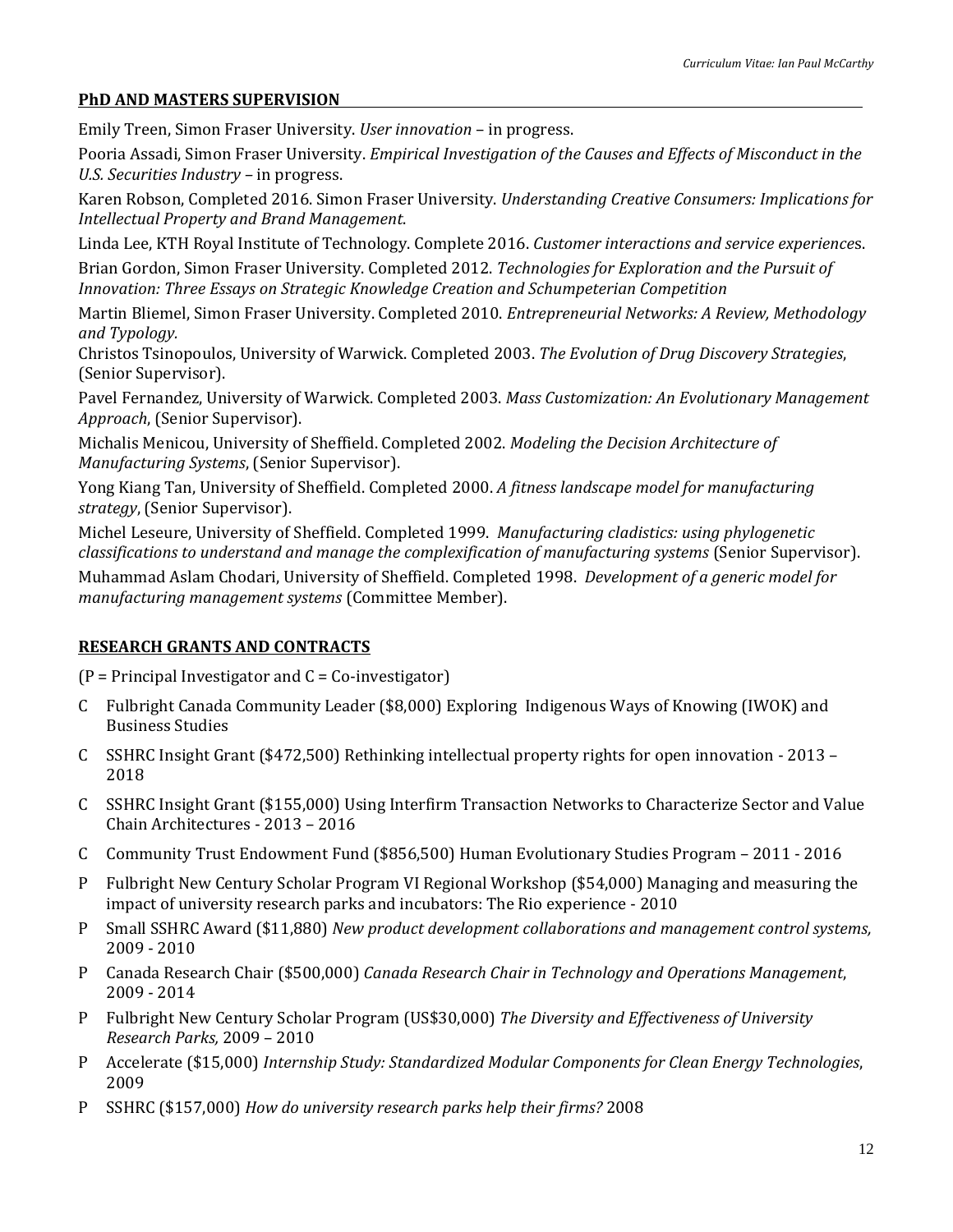## PhD AND MASTERS SUPERVISION

Emily Treen, Simon Fraser University. *User innovation* – in progress.

Pooria Assadi, Simon Fraser University. *Empirical Investigation of the Causes and Effects of Misconduct in the U.S. Securities Industry* – in progress.

Karen Robson, Completed 2016. Simon Fraser University. *Understanding Creative Consumers: Implications for Intellectual Property and Brand Management*.

Linda Lee, KTH Royal Institute of Technology. Complete 2016. *Customer interactions and service experiences*.

Brian Gordon, Simon Fraser University. Completed 2012. *Technologies for Exploration and the Pursuit of Innovation: Three Essays on Strategic Knowledge Creation and Schumpeterian Competition*

Martin Bliemel, Simon Fraser University. Completed 2010. *Entrepreneurial Networks: A Review, Methodology and Typology.*

Christos Tsinopoulos, University of Warwick. Completed 2003. *The Evolution of Drug Discovery Strategies*, (Senior Supervisor).

Pavel Fernandez, University of Warwick. Completed 2003. *Mass Customization: An Evolutionary Management Approach*, (Senior Supervisor).

Michalis Menicou, University of Sheffield. Completed 2002. *Modeling the Decision Architecture of Manufacturing Systems*, (Senior Supervisor).

Yong Kiang Tan, University of Sheffield. Completed 2000. *A fitness landscape model for manufacturing strategy*, (Senior Supervisor).

Michel Leseure, University of Sheffield. Completed 1999. *Manufacturing cladistics: using phylogenetic classifications to understand and manage the complexification of manufacturing systems* (Senior Supervisor).

Muhammad Aslam Chodari, University of Sheffield. Completed 1998. *Development of a generic model for manufacturing management systems* (Committee Member).

## RESEARCH GRANTS AND CONTRACTS

(P = Principal Investigator and C = Co-investigator)

- C Fulbright Canada Community Leader ($8,000) Exploring Indigenous Ways of Knowing (IWOK) and Business Studies
- C SSHRC Insight Grant ($472,500) Rethinking intellectual property rights for open innovation - 2013 – 2018
- C SSHRC Insight Grant ($155,000) Using Interfirm Transaction Networks to Characterize Sector and Value Chain Architectures - 2013 – 2016
- C Community Trust Endowment Fund ($856,500) Human Evolutionary Studies Program – 2011 - 2016
- P Fulbright New Century Scholar Program VI Regional Workshop ($54,000) Managing and measuring the impact of university research parks and incubators: The Rio experience - 2010
- P Small SSHRC Award ($11,880) *New product development collaborations and management control systems,* 2009 - 2010
- P Canada Research Chair ($500,000) *Canada Research Chair in Technology and Operations Management*, 2009 - 2014
- P Fulbright New Century Scholar Program (US$30,000) *The Diversity and Effectiveness of University Research Parks,* 2009 – 2010
- P Accelerate ($15,000) *Internship Study: Standardized Modular Components for Clean Energy Technologies*, 2009
- P SSHRC ($157,000) *How do university research parks help their firms?* 2008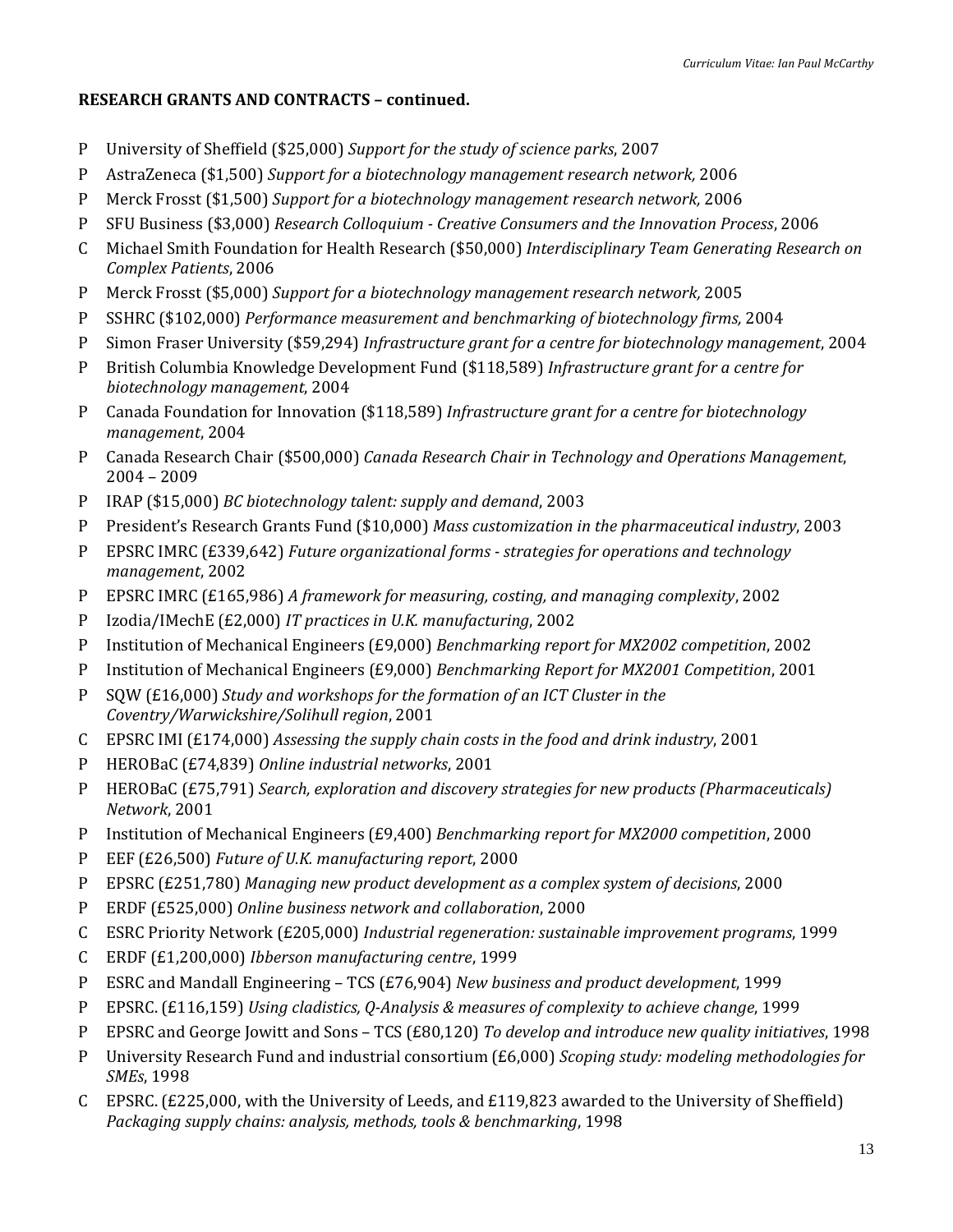**RESEARCH GRANTS AND CONTRACTS – continued.**

- P University of Sheffield ($25,000) *Support for the study of science parks*, 2007
- P AstraZeneca ($1,500) *Support for a biotechnology management research network,* 2006
- P Merck Frosst ($1,500) *Support for a biotechnology management research network,* 2006
- P SFU Business ($3,000) *Research Colloquium - Creative Consumers and the Innovation Process*, 2006
- C Michael Smith Foundation for Health Research ($50,000) *Interdisciplinary Team Generating Research on Complex Patients*, 2006
- P Merck Frosst ($5,000) *Support for a biotechnology management research network,* 2005
- P SSHRC ($102,000) *Performance measurement and benchmarking of biotechnology firms,* 2004
- P Simon Fraser University ($59,294) *Infrastructure grant for a centre for biotechnology management*, 2004
- P British Columbia Knowledge Development Fund ($118,589) *Infrastructure grant for a centre for biotechnology management*, 2004
- P Canada Foundation for Innovation ($118,589) *Infrastructure grant for a centre for biotechnology management*, 2004
- P Canada Research Chair ($500,000) *Canada Research Chair in Technology and Operations Management*, 2004 – 2009
- P IRAP ($15,000) *BC biotechnology talent: supply and demand*, 2003
- P President's Research Grants Fund ($10,000) *Mass customization in the pharmaceutical industry*, 2003
- P EPSRC IMRC (£339,642) *Future organizational forms - strategies for operations and technology management*, 2002
- P EPSRC IMRC (£165,986) *A framework for measuring, costing, and managing complexity*, 2002
- P Izodia/IMechE (£2,000) *IT practices in U.K. manufacturing*, 2002
- P Institution of Mechanical Engineers (£9,000) *Benchmarking report for MX2002 competition*, 2002
- P Institution of Mechanical Engineers (£9,000) *Benchmarking Report for MX2001 Competition*, 2001
- P SQW (£16,000) *Study and workshops for the formation of an ICT Cluster in the Coventry/Warwickshire/Solihull region*, 2001
- C EPSRC IMI (£174,000) *Assessing the supply chain costs in the food and drink industry*, 2001
- P HEROBaC (£74,839) *Online industrial networks*, 2001
- P HEROBaC (£75,791) *Search, exploration and discovery strategies for new products (Pharmaceuticals) Network*, 2001
- P Institution of Mechanical Engineers (£9,400) *Benchmarking report for MX2000 competition*, 2000
- P EEF (£26,500) *Future of U.K. manufacturing report*, 2000
- P EPSRC (£251,780) *Managing new product development as a complex system of decisions*, 2000
- P ERDF (£525,000) *Online business network and collaboration*, 2000
- C ESRC Priority Network (£205,000) *Industrial regeneration: sustainable improvement programs*, 1999
- C ERDF (£1,200,000) *Ibberson manufacturing centre*, 1999
- P ESRC and Mandall Engineering – TCS (£76,904) *New business and product development*, 1999
- P EPSRC. (£116,159) *Using cladistics, Q-Analysis & measures of complexity to achieve change*, 1999
- P EPSRC and George Jowitt and Sons – TCS (£80,120) *To develop and introduce new quality initiatives*, 1998
- P University Research Fund and industrial consortium (£6,000) *Scoping study: modeling methodologies for SMEs*, 1998
- C EPSRC. (£225,000, with the University of Leeds, and £119,823 awarded to the University of Sheffield) *Packaging supply chains: analysis, methods, tools & benchmarking*, 1998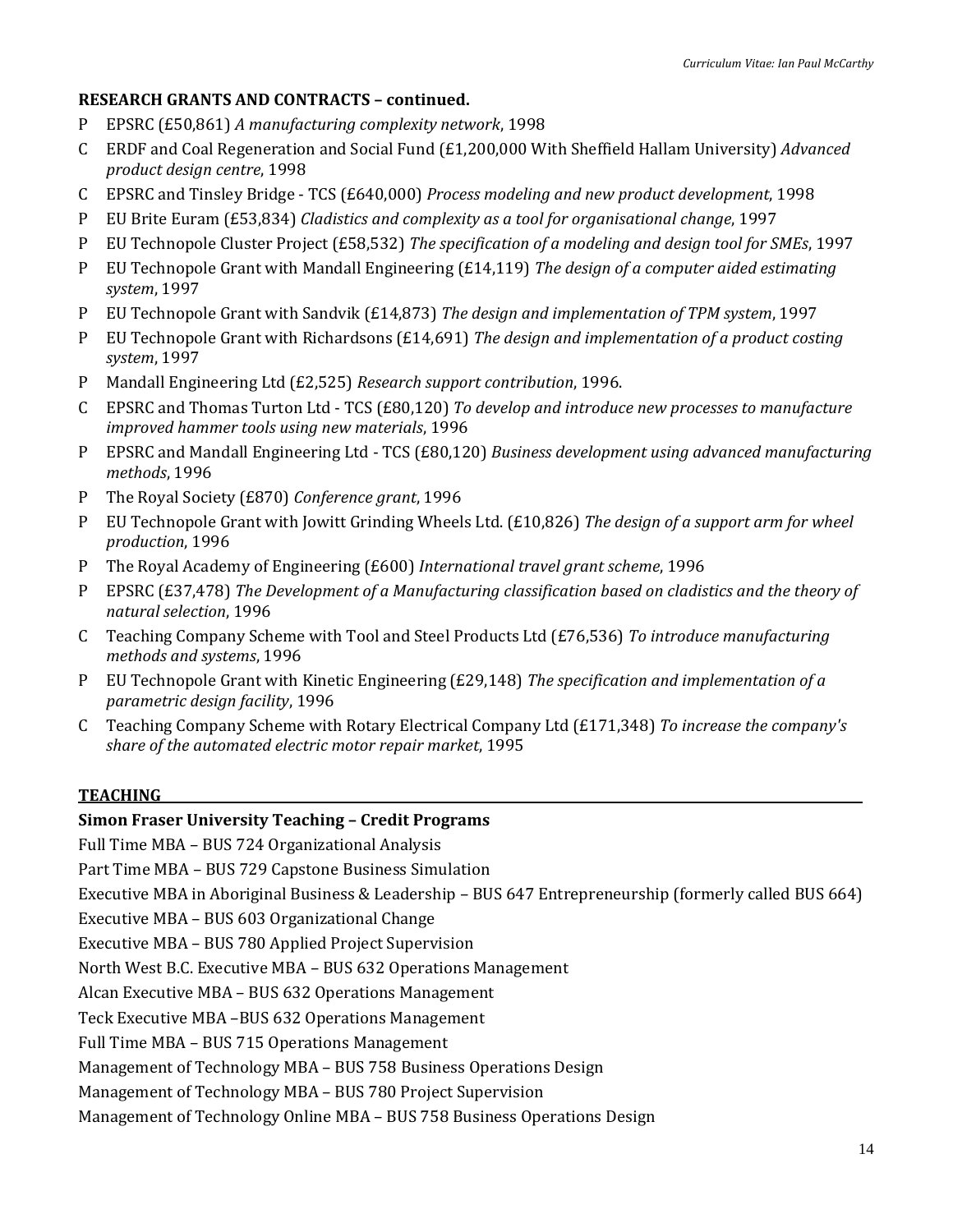**RESEARCH GRANTS AND CONTRACTS – continued.**

P EPSRC (£50,861) *A manufacturing complexity network*, 1998

C ERDF and Coal Regeneration and Social Fund (£1,200,000 With Sheffield Hallam University) *Advanced product design centre*, 1998

C EPSRC and Tinsley Bridge - TCS (£640,000) *Process modeling and new product development*, 1998

P EU Brite Euram (£53,834) *Cladistics and complexity as a tool for organisational change*, 1997

P EU Technopole Cluster Project (£58,532) *The specification of a modeling and design tool for SMEs*, 1997

P EU Technopole Grant with Mandall Engineering (£14,119) *The design of a computer aided estimating system*, 1997

P EU Technopole Grant with Sandvik (£14,873) *The design and implementation of TPM system*, 1997

P EU Technopole Grant with Richardsons (£14,691) *The design and implementation of a product costing system*, 1997

P Mandall Engineering Ltd (£2,525) *Research support contribution*, 1996.

C EPSRC and Thomas Turton Ltd - TCS (£80,120) *To develop and introduce new processes to manufacture improved hammer tools using new materials*, 1996

P EPSRC and Mandall Engineering Ltd - TCS (£80,120) *Business development using advanced manufacturing methods*, 1996

P The Royal Society (£870) *Conference grant*, 1996

P EU Technopole Grant with Jowitt Grinding Wheels Ltd. (£10,826) *The design of a support arm for wheel production*, 1996

P The Royal Academy of Engineering (£600) *International travel grant scheme*, 1996

P EPSRC (£37,478) *The Development of a Manufacturing classification based on cladistics and the theory of natural selection*, 1996

C Teaching Company Scheme with Tool and Steel Products Ltd (£76,536) *To introduce manufacturing methods and systems*, 1996

P EU Technopole Grant with Kinetic Engineering (£29,148) *The specification and implementation of a parametric design facility*, 1996

C Teaching Company Scheme with Rotary Electrical Company Ltd (£171,348) *To increase the company's share of the automated electric motor repair market*, 1995

## TEACHING

**Simon Fraser University Teaching – Credit Programs**

Full Time MBA – BUS 724 Organizational Analysis

Part Time MBA – BUS 729 Capstone Business Simulation

Executive MBA in Aboriginal Business & Leadership – BUS 647 Entrepreneurship (formerly called BUS 664)

Executive MBA – BUS 603 Organizational Change

Executive MBA – BUS 780 Applied Project Supervision

North West B.C. Executive MBA – BUS 632 Operations Management

Alcan Executive MBA – BUS 632 Operations Management

Teck Executive MBA –BUS 632 Operations Management

Full Time MBA – BUS 715 Operations Management

Management of Technology MBA – BUS 758 Business Operations Design

Management of Technology MBA – BUS 780 Project Supervision

Management of Technology Online MBA – BUS 758 Business Operations Design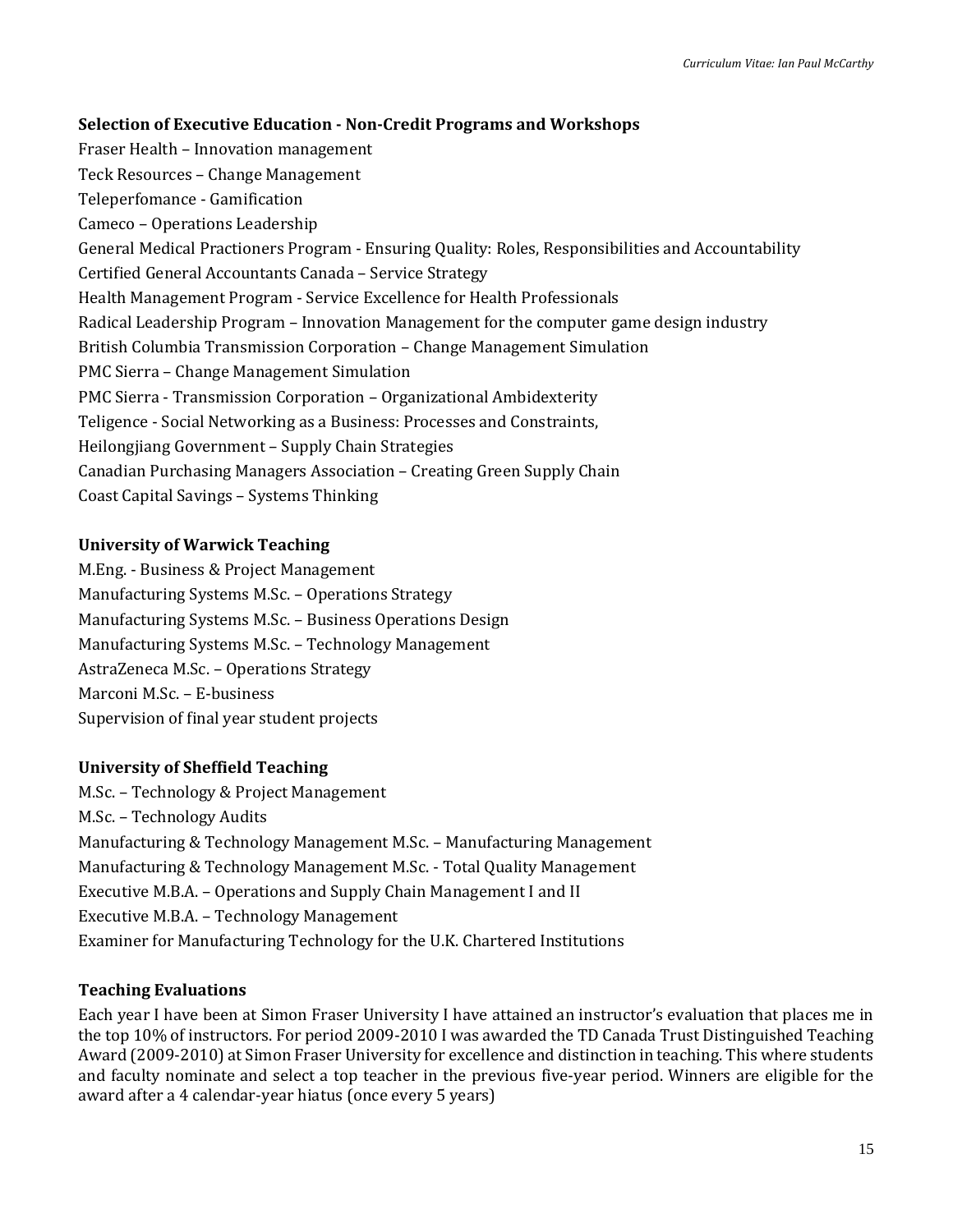**Selection of Executive Education - Non-Credit Programs and Workshops**

Fraser Health – Innovation management
Teck Resources – Change Management
Teleperfomance - Gamification
Cameco – Operations Leadership
General Medical Practioners Program - Ensuring Quality: Roles, Responsibilities and Accountability
Certified General Accountants Canada – Service Strategy
Health Management Program - Service Excellence for Health Professionals
Radical Leadership Program – Innovation Management for the computer game design industry
British Columbia Transmission Corporation – Change Management Simulation
PMC Sierra – Change Management Simulation
PMC Sierra - Transmission Corporation – Organizational Ambidexterity
Teligence - Social Networking as a Business: Processes and Constraints,
Heilongjiang Government – Supply Chain Strategies
Canadian Purchasing Managers Association – Creating Green Supply Chain
Coast Capital Savings – Systems Thinking

**University of Warwick Teaching**

M.Eng. - Business & Project Management
Manufacturing Systems M.Sc. – Operations Strategy
Manufacturing Systems M.Sc. – Business Operations Design
Manufacturing Systems M.Sc. – Technology Management
AstraZeneca M.Sc. – Operations Strategy
Marconi M.Sc. – E-business
Supervision of final year student projects

**University of Sheffield Teaching**

M.Sc. – Technology & Project Management
M.Sc. – Technology Audits
Manufacturing & Technology Management M.Sc. – Manufacturing Management
Manufacturing & Technology Management M.Sc. - Total Quality Management
Executive M.B.A. – Operations and Supply Chain Management I and II
Executive M.B.A. – Technology Management
Examiner for Manufacturing Technology for the U.K. Chartered Institutions

**Teaching Evaluations**

Each year I have been at Simon Fraser University I have attained an instructor's evaluation that places me in the top 10% of instructors. For period 2009-2010 I was awarded the TD Canada Trust Distinguished Teaching Award (2009-2010) at Simon Fraser University for excellence and distinction in teaching. This where students and faculty nominate and select a top teacher in the previous five-year period. Winners are eligible for the award after a 4 calendar-year hiatus (once every 5 years)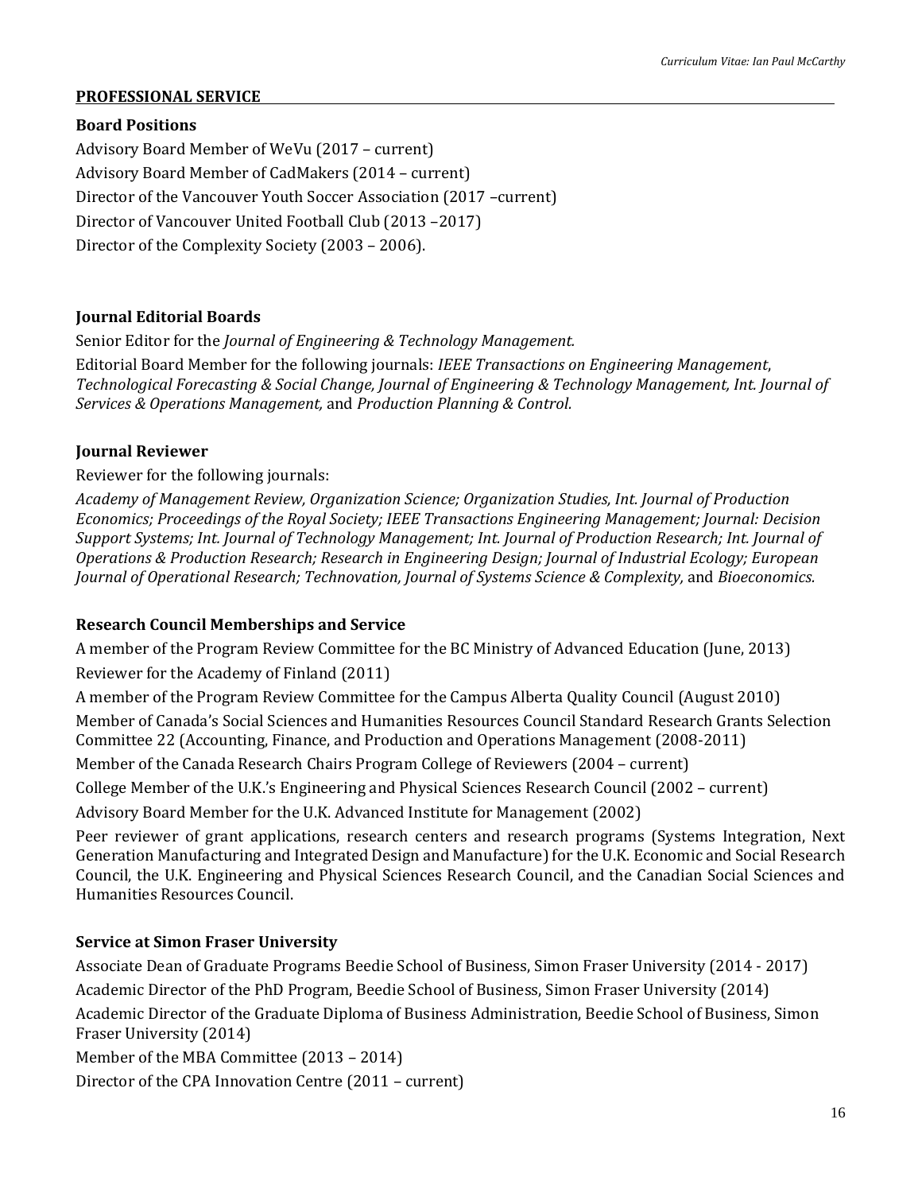## PROFESSIONAL SERVICE

### Board Positions

Advisory Board Member of WeVu (2017 – current)

Advisory Board Member of CadMakers (2014 – current)

Director of the Vancouver Youth Soccer Association (2017 –current)

Director of Vancouver United Football Club (2013 –2017)

Director of the Complexity Society (2003 – 2006).

### Journal Editorial Boards

Senior Editor for the *Journal of Engineering & Technology Management.*

Editorial Board Member for the following journals: *IEEE Transactions on Engineering Management*, *Technological Forecasting & Social Change, Journal of Engineering & Technology Management, Int. Journal of Services & Operations Management,* and *Production Planning & Control.*

### Journal Reviewer

Reviewer for the following journals:

*Academy of Management Review, Organization Science; Organization Studies, Int. Journal of Production Economics; Proceedings of the Royal Society; IEEE Transactions Engineering Management; Journal: Decision Support Systems; Int. Journal of Technology Management; Int. Journal of Production Research; Int. Journal of Operations & Production Research; Research in Engineering Design; Journal of Industrial Ecology; European Journal of Operational Research; Technovation, Journal of Systems Science & Complexity,* and *Bioeconomics.*

### Research Council Memberships and Service

A member of the Program Review Committee for the BC Ministry of Advanced Education (June, 2013)

Reviewer for the Academy of Finland (2011)

A member of the Program Review Committee for the Campus Alberta Quality Council (August 2010)

Member of Canada's Social Sciences and Humanities Resources Council Standard Research Grants Selection Committee 22 (Accounting, Finance, and Production and Operations Management (2008-2011)

Member of the Canada Research Chairs Program College of Reviewers (2004 – current)

College Member of the U.K.'s Engineering and Physical Sciences Research Council (2002 – current)

Advisory Board Member for the U.K. Advanced Institute for Management (2002)

Peer reviewer of grant applications, research centers and research programs (Systems Integration, Next Generation Manufacturing and Integrated Design and Manufacture) for the U.K. Economic and Social Research Council, the U.K. Engineering and Physical Sciences Research Council, and the Canadian Social Sciences and Humanities Resources Council.

### Service at Simon Fraser University

Associate Dean of Graduate Programs Beedie School of Business, Simon Fraser University (2014 - 2017)

Academic Director of the PhD Program, Beedie School of Business, Simon Fraser University (2014)

Academic Director of the Graduate Diploma of Business Administration, Beedie School of Business, Simon Fraser University (2014)

Member of the MBA Committee (2013 – 2014)

Director of the CPA Innovation Centre (2011 – current)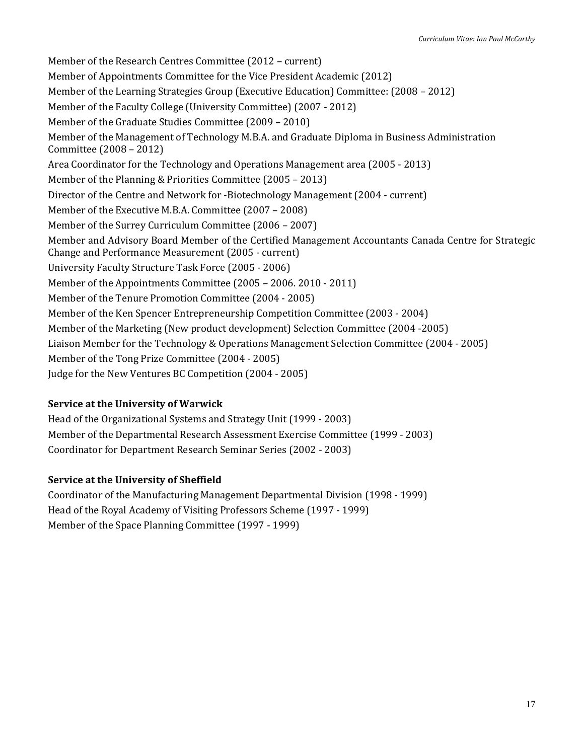Member of the Research Centres Committee (2012 – current)

Member of Appointments Committee for the Vice President Academic (2012)

Member of the Learning Strategies Group (Executive Education) Committee: (2008 – 2012)

Member of the Faculty College (University Committee) (2007 - 2012)

Member of the Graduate Studies Committee (2009 – 2010)

Member of the Management of Technology M.B.A. and Graduate Diploma in Business Administration Committee (2008 – 2012)

Area Coordinator for the Technology and Operations Management area (2005 - 2013)

Member of the Planning & Priorities Committee (2005 – 2013)

Director of the Centre and Network for -Biotechnology Management (2004 - current)

Member of the Executive M.B.A. Committee (2007 – 2008)

Member of the Surrey Curriculum Committee (2006 – 2007)

Member and Advisory Board Member of the Certified Management Accountants Canada Centre for Strategic Change and Performance Measurement (2005 - current)

University Faculty Structure Task Force (2005 - 2006)

Member of the Appointments Committee (2005 – 2006. 2010 - 2011)

Member of the Tenure Promotion Committee (2004 - 2005)

Member of the Ken Spencer Entrepreneurship Competition Committee (2003 - 2004)

Member of the Marketing (New product development) Selection Committee (2004 -2005)

Liaison Member for the Technology & Operations Management Selection Committee (2004 - 2005)

Member of the Tong Prize Committee (2004 - 2005)

Judge for the New Ventures BC Competition (2004 - 2005)

**Service at the University of Warwick**

Head of the Organizational Systems and Strategy Unit (1999 - 2003)

Member of the Departmental Research Assessment Exercise Committee (1999 - 2003)

Coordinator for Department Research Seminar Series (2002 - 2003)

**Service at the University of Sheffield**

Coordinator of the Manufacturing Management Departmental Division (1998 - 1999)

Head of the Royal Academy of Visiting Professors Scheme (1997 - 1999)

Member of the Space Planning Committee (1997 - 1999)